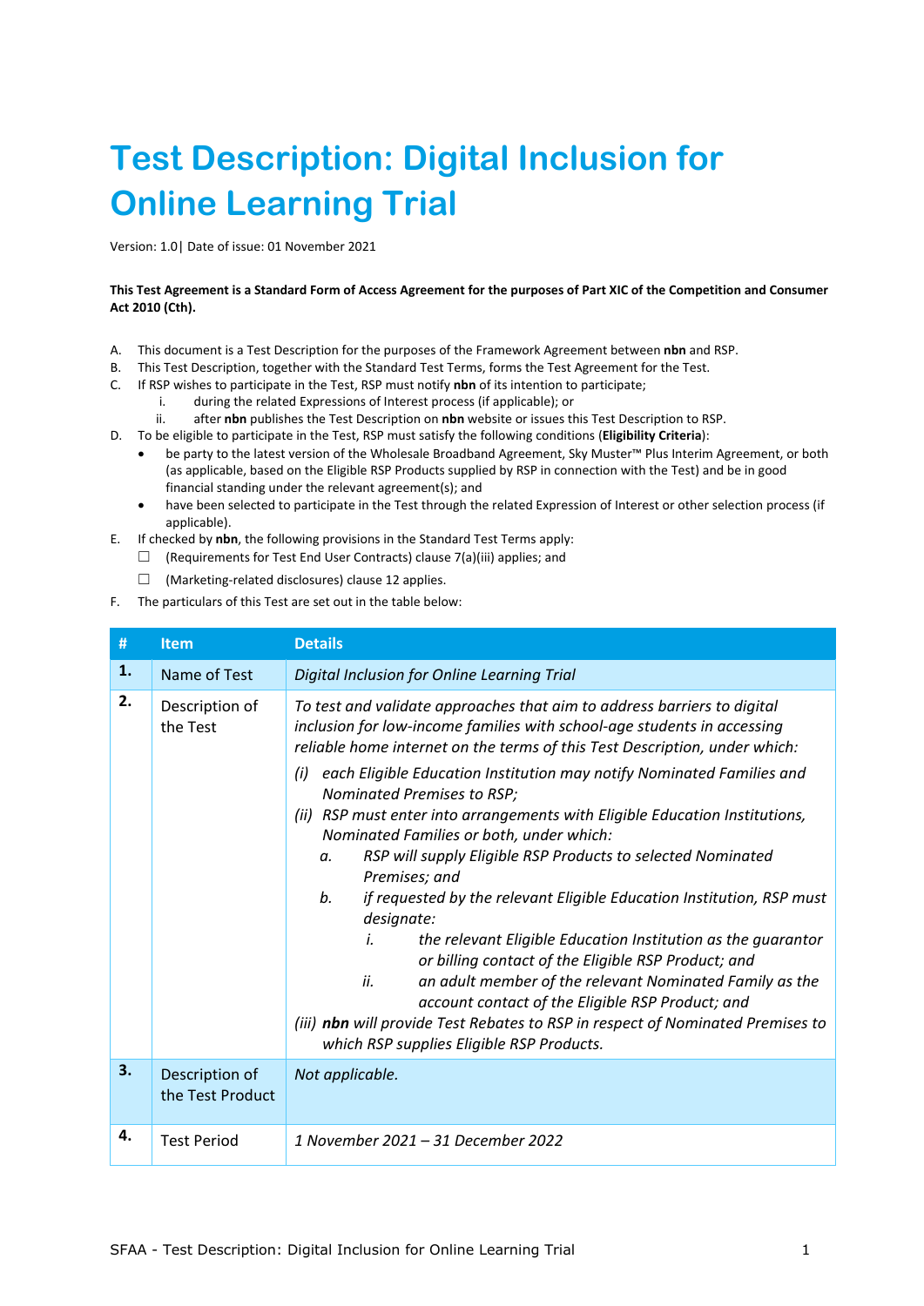# Test Description: Digital Inclusion for Online Learning Trial

Version: 1.0| Date of issue: 01 November 2021

**This Test Agreement is a Standard Form of Access Agreement for the purposes of Part XIC of the Competition and Consumer Act 2010 (Cth).**

A. This document is a Test Description for the purposes of the Framework Agreement between **nbn** and RSP.

B. This Test Description, together with the Standard Test Terms, forms the Test Agreement for the Test.

C. If RSP wishes to participate in the Test, RSP must notify **nbn** of its intention to participate;
   i. during the related Expressions of Interest process (if applicable); or
   ii. after **nbn** publishes the Test Description on **nbn** website or issues this Test Description to RSP.

D. To be eligible to participate in the Test, RSP must satisfy the following conditions (**Eligibility Criteria**):
   - be party to the latest version of the Wholesale Broadband Agreement, Sky Muster™ Plus Interim Agreement, or both (as applicable, based on the Eligible RSP Products supplied by RSP in connection with the Test) and be in good financial standing under the relevant agreement(s); and
   - have been selected to participate in the Test through the related Expression of Interest or other selection process (if applicable).

E. If checked by **nbn**, the following provisions in the Standard Test Terms apply:
   ☐ (Requirements for Test End User Contracts) clause 7(a)(iii) applies; and
   ☐ (Marketing-related disclosures) clause 12 applies.

F. The particulars of this Test are set out in the table below:

| # | Item | Details |
|---|---|---|
| **1.** | Name of Test | *Digital Inclusion for Online Learning Trial* |
| **2.** | Description of the Test | *To test and validate approaches that aim to address barriers to digital inclusion for low-income families with school-age students in accessing reliable home internet on the terms of this Test Description, under which:*<br>*(i) each Eligible Education Institution may notify Nominated Families and Nominated Premises to RSP;*<br>*(ii) RSP must enter into arrangements with Eligible Education Institutions, Nominated Families or both, under which:*<br>*a. RSP will supply Eligible RSP Products to selected Nominated Premises; and*<br>*b. if requested by the relevant Eligible Education Institution, RSP must designate:*<br>*i. the relevant Eligible Education Institution as the guarantor or billing contact of the Eligible RSP Product; and*<br>*ii. an adult member of the relevant Nominated Family as the account contact of the Eligible RSP Product; and*<br>*(iii)* ***nbn*** *will provide Test Rebates to RSP in respect of Nominated Premises to which RSP supplies Eligible RSP Products.* |
| **3.** | Description of the Test Product | *Not applicable.* |
| **4.** | Test Period | *1 November 2021 – 31 December 2022* |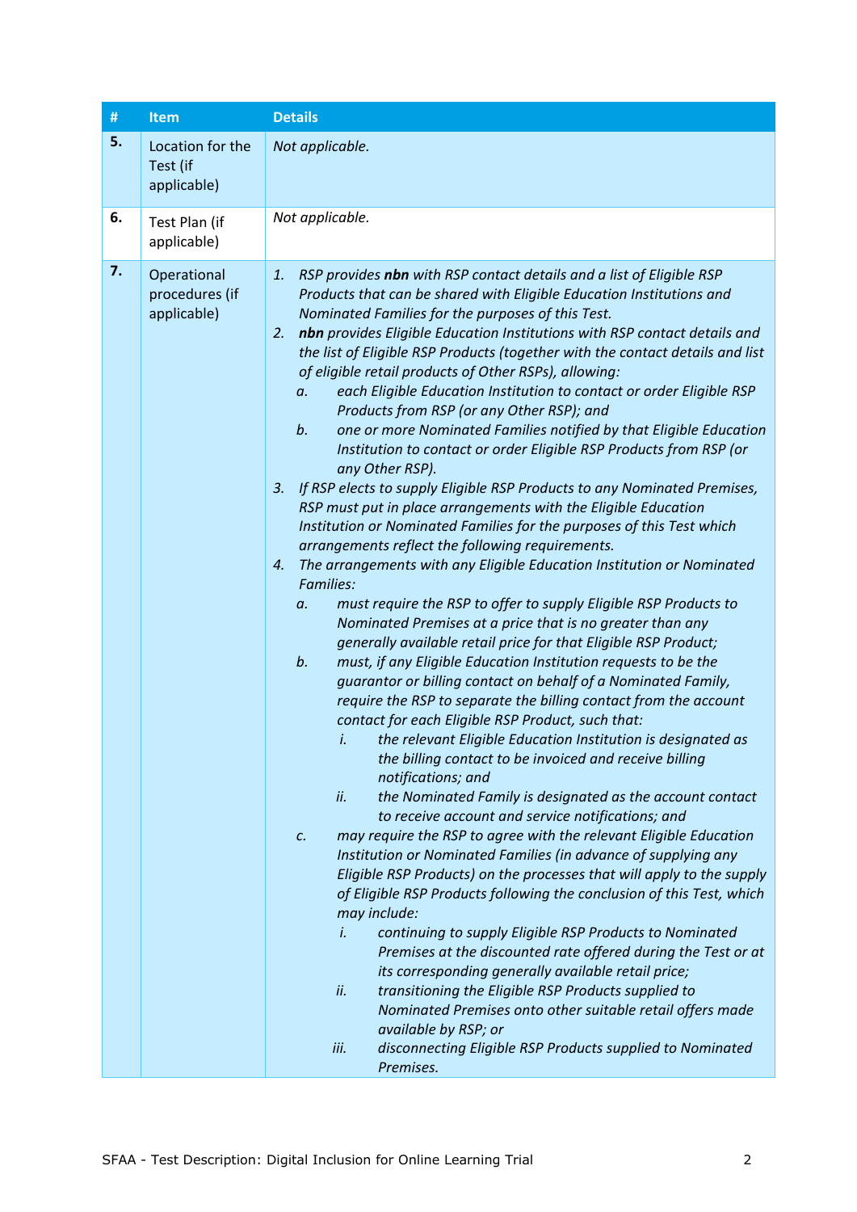| # | Item | Details |
|---|---|---|
| **5.** | Location for the Test (if applicable) | *Not applicable.* |
| **6.** | Test Plan (if applicable) | *Not applicable.* |
| **7.** | Operational procedures (if applicable) | *1. RSP provides **nbn** with RSP contact details and a list of Eligible RSP Products that can be shared with Eligible Education Institutions and Nominated Families for the purposes of this Test.*<br>*2. **nbn** provides Eligible Education Institutions with RSP contact details and the list of Eligible RSP Products (together with the contact details and list of eligible retail products of Other RSPs), allowing:*<br>*a. each Eligible Education Institution to contact or order Eligible RSP Products from RSP (or any Other RSP); and*<br>*b. one or more Nominated Families notified by that Eligible Education Institution to contact or order Eligible RSP Products from RSP (or any Other RSP).*<br>*3. If RSP elects to supply Eligible RSP Products to any Nominated Premises, RSP must put in place arrangements with the Eligible Education Institution or Nominated Families for the purposes of this Test which arrangements reflect the following requirements.*<br>*4. The arrangements with any Eligible Education Institution or Nominated Families:*<br>*a. must require the RSP to offer to supply Eligible RSP Products to Nominated Premises at a price that is no greater than any generally available retail price for that Eligible RSP Product;*<br>*b. must, if any Eligible Education Institution requests to be the guarantor or billing contact on behalf of a Nominated Family, require the RSP to separate the billing contact from the account contact for each Eligible RSP Product, such that:*<br>*i. the relevant Eligible Education Institution is designated as the billing contact to be invoiced and receive billing notifications; and*<br>*ii. the Nominated Family is designated as the account contact to receive account and service notifications; and*<br>*c. may require the RSP to agree with the relevant Eligible Education Institution or Nominated Families (in advance of supplying any Eligible RSP Products) on the processes that will apply to the supply of Eligible RSP Products following the conclusion of this Test, which may include:*<br>*i. continuing to supply Eligible RSP Products to Nominated Premises at the discounted rate offered during the Test or at its corresponding generally available retail price;*<br>*ii. transitioning the Eligible RSP Products supplied to Nominated Premises onto other suitable retail offers made available by RSP; or*<br>*iii. disconnecting Eligible RSP Products supplied to Nominated Premises.* |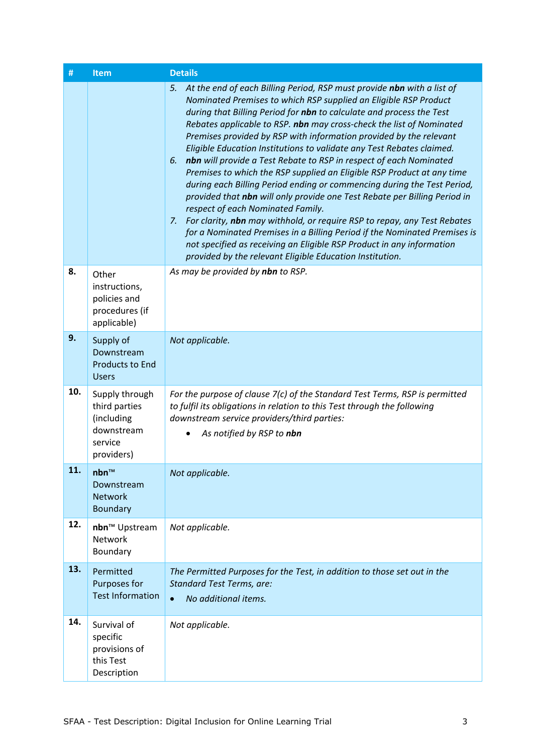| # | Item | Details |
|---|---|---|
| | | 5. *At the end of each Billing Period, RSP must provide **nbn** with a list of Nominated Premises to which RSP supplied an Eligible RSP Product during that Billing Period for **nbn** to calculate and process the Test Rebates applicable to RSP. **nbn** may cross-check the list of Nominated Premises provided by RSP with information provided by the relevant Eligible Education Institutions to validate any Test Rebates claimed.*<br>6. ***nbn** will provide a Test Rebate to RSP in respect of each Nominated Premises to which the RSP supplied an Eligible RSP Product at any time during each Billing Period ending or commencing during the Test Period, provided that **nbn** will only provide one Test Rebate per Billing Period in respect of each Nominated Family.*<br>7. *For clarity, **nbn** may withhold, or require RSP to repay, any Test Rebates for a Nominated Premises in a Billing Period if the Nominated Premises is not specified as receiving an Eligible RSP Product in any information provided by the relevant Eligible Education Institution.* |
| **8.** | Other instructions, policies and procedures (if applicable) | *As may be provided by **nbn** to RSP.* |
| **9.** | Supply of Downstream Products to End Users | *Not applicable.* |
| **10.** | Supply through third parties (including downstream service providers) | *For the purpose of clause 7(c) of the Standard Test Terms, RSP is permitted to fulfil its obligations in relation to this Test through the following downstream service providers/third parties:*<br>• *As notified by RSP to **nbn*** |
| **11.** | **nbn**™ Downstream Network Boundary | *Not applicable.* |
| **12.** | **nbn**™ Upstream Network Boundary | *Not applicable.* |
| **13.** | Permitted Purposes for Test Information | *The Permitted Purposes for the Test, in addition to those set out in the Standard Test Terms, are:*<br>• *No additional items.* |
| **14.** | Survival of specific provisions of this Test Description | *Not applicable.* |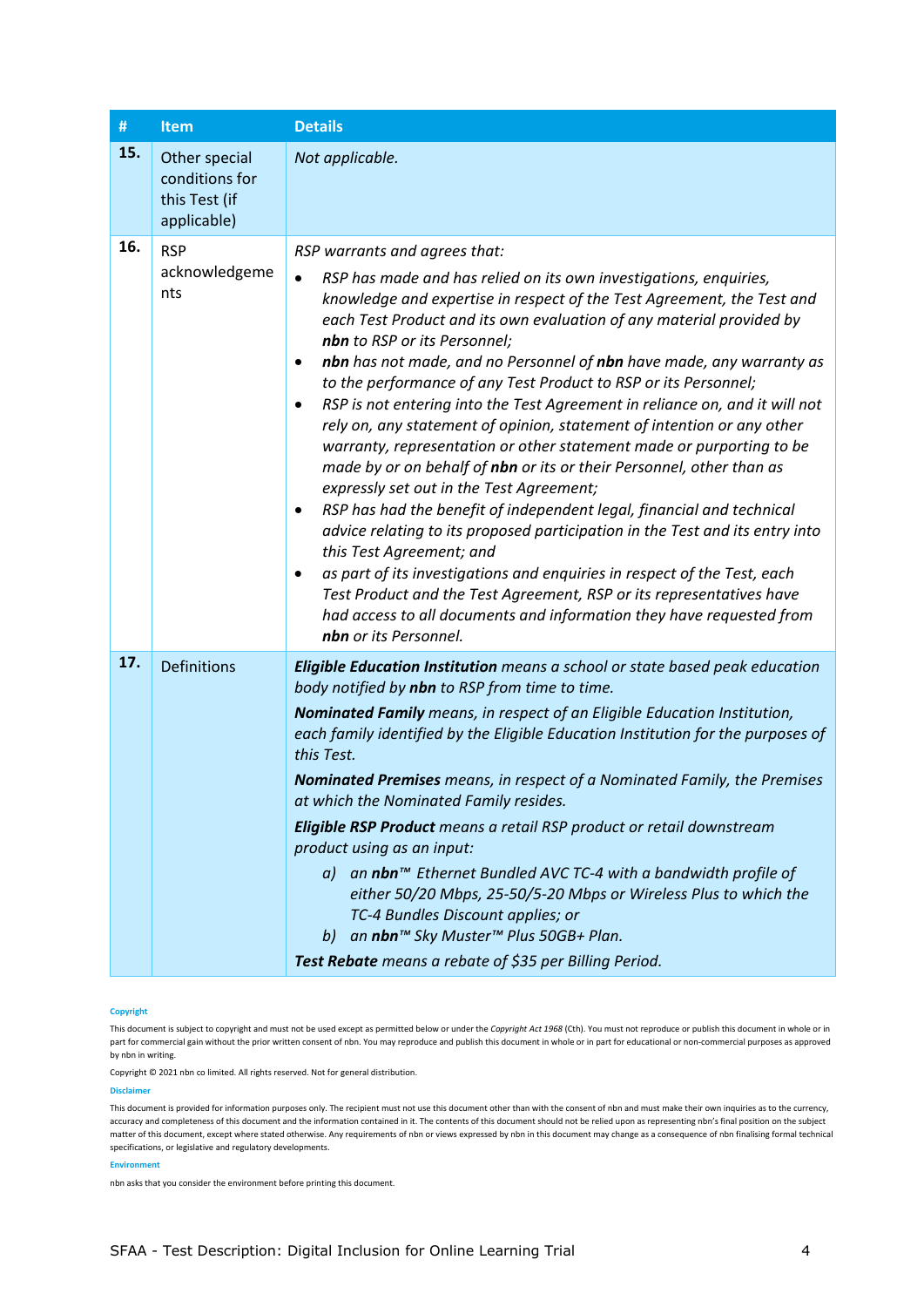| # | Item | Details |
|---|---|---|
| **15.** | Other special conditions for this Test (if applicable) | *Not applicable.* |
| **16.** | RSP acknowledgements | *RSP warrants and agrees that:*<br>• *RSP has made and has relied on its own investigations, enquiries, knowledge and expertise in respect of the Test Agreement, the Test and each Test Product and its own evaluation of any material provided by **nbn** to RSP or its Personnel;*<br>• ***nbn** has not made, and no Personnel of **nbn** have made, any warranty as to the performance of any Test Product to RSP or its Personnel;*<br>• *RSP is not entering into the Test Agreement in reliance on, and it will not rely on, any statement of opinion, statement of intention or any other warranty, representation or other statement made or purporting to be made by or on behalf of **nbn** or its or their Personnel, other than as expressly set out in the Test Agreement;*<br>• *RSP has had the benefit of independent legal, financial and technical advice relating to its proposed participation in the Test and its entry into this Test Agreement; and*<br>• *as part of its investigations and enquiries in respect of the Test, each Test Product and the Test Agreement, RSP or its representatives have had access to all documents and information they have requested from **nbn** or its Personnel.* |
| **17.** | Definitions | ***Eligible Education Institution** means a school or state based peak education body notified by **nbn** to RSP from time to time.*<br>***Nominated Family** means, in respect of an Eligible Education Institution, each family identified by the Eligible Education Institution for the purposes of this Test.*<br>***Nominated Premises** means, in respect of a Nominated Family, the Premises at which the Nominated Family resides.*<br>***Eligible RSP Product** means a retail RSP product or retail downstream product using as an input:*<br>*a) an **nbn**™ Ethernet Bundled AVC TC-4 with a bandwidth profile of either 50/20 Mbps, 25-50/5-20 Mbps or Wireless Plus to which the TC-4 Bundles Discount applies; or*<br>*b) an **nbn**™ Sky Muster™ Plus 50GB+ Plan.*<br>***Test Rebate** means a rebate of $35 per Billing Period.* |

**Copyright**

This document is subject to copyright and must not be used except as permitted below or under the *Copyright Act 1968* (Cth). You must not reproduce or publish this document in whole or in part for commercial gain without the prior written consent of nbn. You may reproduce and publish this document in whole or in part for educational or non-commercial purposes as approved by nbn in writing.

Copyright © 2021 nbn co limited. All rights reserved. Not for general distribution.

**Disclaimer**

This document is provided for information purposes only. The recipient must not use this document other than with the consent of nbn and must make their own inquiries as to the currency, accuracy and completeness of this document and the information contained in it. The contents of this document should not be relied upon as representing nbn's final position on the subject matter of this document, except where stated otherwise. Any requirements of nbn or views expressed by nbn in this document may change as a consequence of nbn finalising formal technical specifications, or legislative and regulatory developments.

**Environment**

nbn asks that you consider the environment before printing this document.